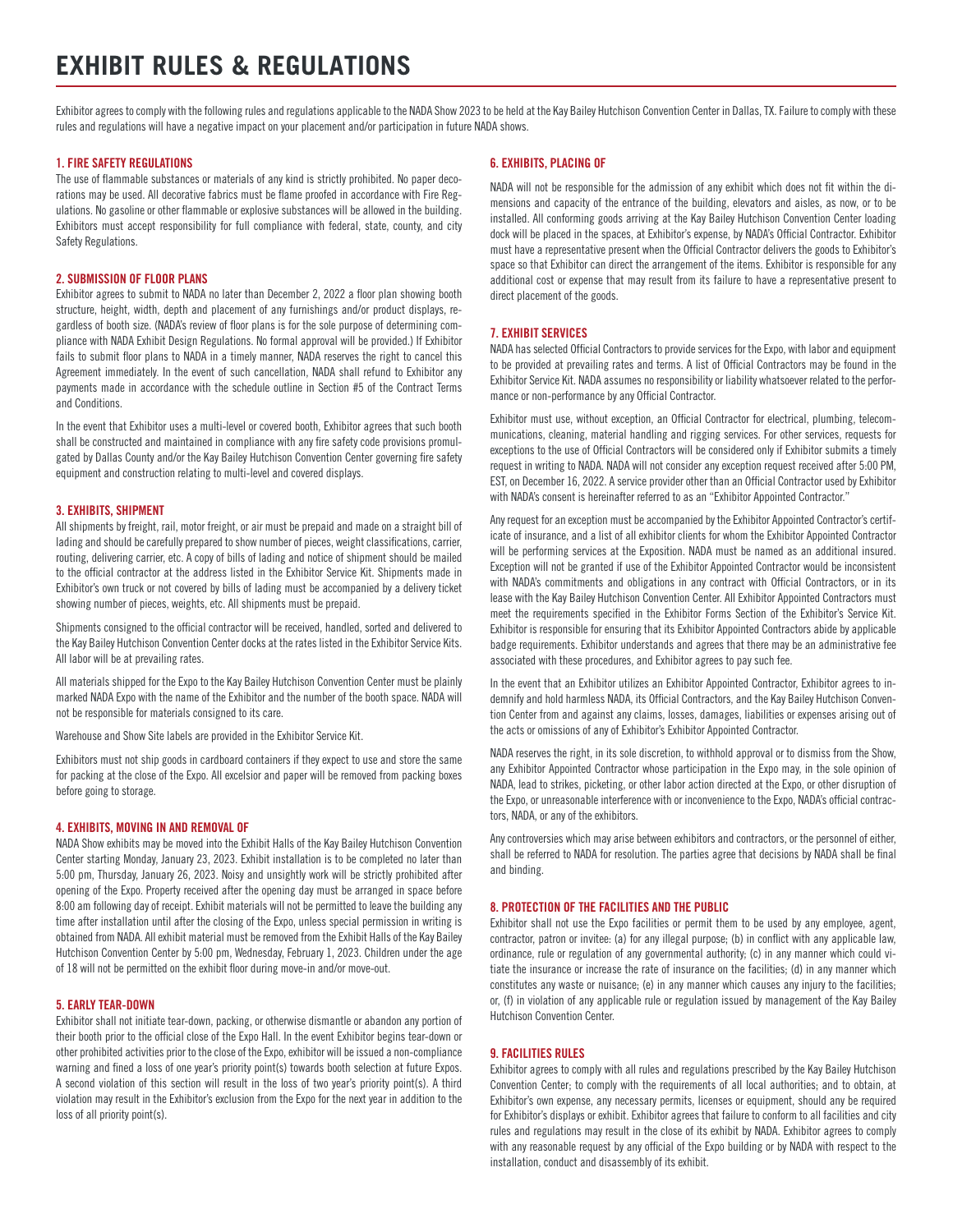# EXHIBIT RULES & REGULATIONS

Exhibitor agrees to comply with the following rules and regulations applicable to the NADA Show 2023 to be held at the Kay Bailey Hutchison Convention Center in Dallas, TX. Failure to comply with these rules and regulations will have a negative impact on your placement and/or participation in future NADA shows.

### 1. FIRE SAFETY REGULATIONS

The use of flammable substances or materials of any kind is strictly prohibited. No paper decorations may be used. All decorative fabrics must be flame proofed in accordance with Fire Regulations. No gasoline or other flammable or explosive substances will be allowed in the building. Exhibitors must accept responsibility for full compliance with federal, state, county, and city Safety Regulations.

### 2. SUBMISSION OF FLOOR PLANS

Exhibitor agrees to submit to NADA no later than December 2, 2022 a floor plan showing booth structure, height, width, depth and placement of any furnishings and/or product displays, regardless of booth size. (NADA's review of floor plans is for the sole purpose of determining compliance with NADA Exhibit Design Regulations. No formal approval will be provided.) If Exhibitor fails to submit floor plans to NADA in a timely manner, NADA reserves the right to cancel this Agreement immediately. In the event of such cancellation, NADA shall refund to Exhibitor any payments made in accordance with the schedule outline in Section #5 of the Contract Terms and Conditions.

In the event that Exhibitor uses a multi-level or covered booth, Exhibitor agrees that such booth shall be constructed and maintained in compliance with any fire safety code provisions promulgated by Dallas County and/or the Kay Bailey Hutchison Convention Center governing fire safety equipment and construction relating to multi-level and covered displays.

### 3. EXHIBITS, SHIPMENT

All shipments by freight, rail, motor freight, or air must be prepaid and made on a straight bill of lading and should be carefully prepared to show number of pieces, weight classifications, carrier, routing, delivering carrier, etc. A copy of bills of lading and notice of shipment should be mailed to the official contractor at the address listed in the Exhibitor Service Kit. Shipments made in Exhibitor's own truck or not covered by bills of lading must be accompanied by a delivery ticket showing number of pieces, weights, etc. All shipments must be prepaid.

Shipments consigned to the official contractor will be received, handled, sorted and delivered to the Kay Bailey Hutchison Convention Center docks at the rates listed in the Exhibitor Service Kits. All labor will be at prevailing rates.

All materials shipped for the Expo to the Kay Bailey Hutchison Convention Center must be plainly marked NADA Expo with the name of the Exhibitor and the number of the booth space. NADA will not be responsible for materials consigned to its care.

Warehouse and Show Site labels are provided in the Exhibitor Service Kit.

Exhibitors must not ship goods in cardboard containers if they expect to use and store the same for packing at the close of the Expo. All excelsior and paper will be removed from packing boxes before going to storage.

### 4. EXHIBITS, MOVING IN AND REMOVAL OF

NADA Show exhibits may be moved into the Exhibit Halls of the Kay Bailey Hutchison Convention Center starting Monday, January 23, 2023. Exhibit installation is to be completed no later than 5:00 pm, Thursday, January 26, 2023. Noisy and unsightly work will be strictly prohibited after opening of the Expo. Property received after the opening day must be arranged in space before 8:00 am following day of receipt. Exhibit materials will not be permitted to leave the building any time after installation until after the closing of the Expo, unless special permission in writing is obtained from NADA. All exhibit material must be removed from the Exhibit Halls of the Kay Bailey Hutchison Convention Center by 5:00 pm, Wednesday, February 1, 2023. Children under the age of 18 will not be permitted on the exhibit floor during move-in and/or move-out.

### 5. EARLY TEAR-DOWN

Exhibitor shall not initiate tear-down, packing, or otherwise dismantle or abandon any portion of their booth prior to the official close of the Expo Hall. In the event Exhibitor begins tear-down or other prohibited activities prior to the close of the Expo, exhibitor will be issued a non-compliance warning and fined a loss of one year's priority point(s) towards booth selection at future Expos. A second violation of this section will result in the loss of two year's priority point(s). A third violation may result in the Exhibitor's exclusion from the Expo for the next year in addition to the loss of all priority point(s).

### 6. EXHIBITS, PLACING OF

NADA will not be responsible for the admission of any exhibit which does not fit within the dimensions and capacity of the entrance of the building, elevators and aisles, as now, or to be installed. All conforming goods arriving at the Kay Bailey Hutchison Convention Center loading dock will be placed in the spaces, at Exhibitor's expense, by NADA's Official Contractor. Exhibitor must have a representative present when the Official Contractor delivers the goods to Exhibitor's space so that Exhibitor can direct the arrangement of the items. Exhibitor is responsible for any additional cost or expense that may result from its failure to have a representative present to direct placement of the goods.

### 7. EXHIBIT SERVICES

NADA has selected Official Contractors to provide services for the Expo, with labor and equipment to be provided at prevailing rates and terms. A list of Official Contractors may be found in the Exhibitor Service Kit. NADA assumes no responsibility or liability whatsoever related to the performance or non-performance by any Official Contractor.

Exhibitor must use, without exception, an Official Contractor for electrical, plumbing, telecommunications, cleaning, material handling and rigging services. For other services, requests for exceptions to the use of Official Contractors will be considered only if Exhibitor submits a timely request in writing to NADA. NADA will not consider any exception request received after 5:00 PM, EST, on December 16, 2022. A service provider other than an Official Contractor used by Exhibitor with NADA's consent is hereinafter referred to as an "Exhibitor Appointed Contractor."

Any request for an exception must be accompanied by the Exhibitor Appointed Contractor's certificate of insurance, and a list of all exhibitor clients for whom the Exhibitor Appointed Contractor will be performing services at the Exposition. NADA must be named as an additional insured. Exception will not be granted if use of the Exhibitor Appointed Contractor would be inconsistent with NADA's commitments and obligations in any contract with Official Contractors, or in its lease with the Kay Bailey Hutchison Convention Center. All Exhibitor Appointed Contractors must meet the requirements specified in the Exhibitor Forms Section of the Exhibitor's Service Kit. Exhibitor is responsible for ensuring that its Exhibitor Appointed Contractors abide by applicable badge requirements. Exhibitor understands and agrees that there may be an administrative fee associated with these procedures, and Exhibitor agrees to pay such fee.

In the event that an Exhibitor utilizes an Exhibitor Appointed Contractor, Exhibitor agrees to indemnify and hold harmless NADA, its Official Contractors, and the Kay Bailey Hutchison Convention Center from and against any claims, losses, damages, liabilities or expenses arising out of the acts or omissions of any of Exhibitor's Exhibitor Appointed Contractor.

NADA reserves the right, in its sole discretion, to withhold approval or to dismiss from the Show, any Exhibitor Appointed Contractor whose participation in the Expo may, in the sole opinion of NADA, lead to strikes, picketing, or other labor action directed at the Expo, or other disruption of the Expo, or unreasonable interference with or inconvenience to the Expo, NADA's official contractors, NADA, or any of the exhibitors.

Any controversies which may arise between exhibitors and contractors, or the personnel of either, shall be referred to NADA for resolution. The parties agree that decisions by NADA shall be final and binding.

### 8. PROTECTION OF THE FACILITIES AND THE PUBLIC

Exhibitor shall not use the Expo facilities or permit them to be used by any employee, agent, contractor, patron or invitee: (a) for any illegal purpose; (b) in conflict with any applicable law, ordinance, rule or regulation of any governmental authority; (c) in any manner which could vitiate the insurance or increase the rate of insurance on the facilities; (d) in any manner which constitutes any waste or nuisance; (e) in any manner which causes any injury to the facilities; or, (f) in violation of any applicable rule or regulation issued by management of the Kay Bailey Hutchison Convention Center.

### 9. FACILITIES RULES

Exhibitor agrees to comply with all rules and regulations prescribed by the Kay Bailey Hutchison Convention Center; to comply with the requirements of all local authorities; and to obtain, at Exhibitor's own expense, any necessary permits, licenses or equipment, should any be required for Exhibitor's displays or exhibit. Exhibitor agrees that failure to conform to all facilities and city rules and regulations may result in the close of its exhibit by NADA. Exhibitor agrees to comply with any reasonable request by any official of the Expo building or by NADA with respect to the installation, conduct and disassembly of its exhibit.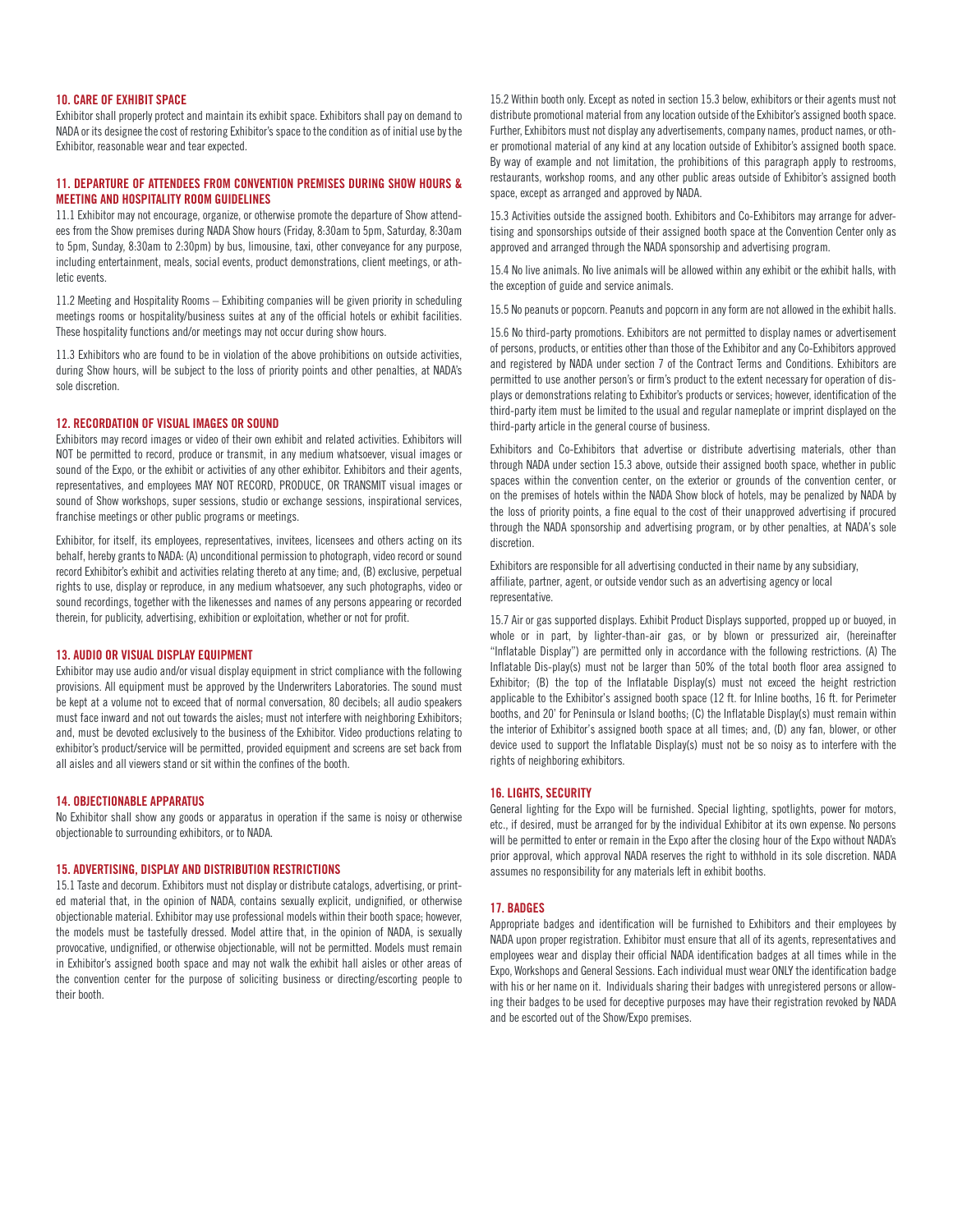## 10. CARE OF EXHIBIT SPACE

Exhibitor shall properly protect and maintain its exhibit space. Exhibitors shall pay on demand to NADA or its designee the cost of restoring Exhibitor's space to the condition as of initial use by the Exhibitor, reasonable wear and tear expected.

## 11. DEPARTURE OF ATTENDEES FROM CONVENTION PREMISES DURING SHOW HOURS & MEETING AND HOSPITALITY ROOM GUIDELINES

11.1 Exhibitor may not encourage, organize, or otherwise promote the departure of Show attendees from the Show premises during NADA Show hours (Friday, 8:30am to 5pm, Saturday, 8:30am to 5pm, Sunday, 8:30am to 2:30pm) by bus, limousine, taxi, other conveyance for any purpose, including entertainment, meals, social events, product demonstrations, client meetings, or athletic events.

11.2 Meeting and Hospitality Rooms – Exhibiting companies will be given priority in scheduling meetings rooms or hospitality/business suites at any of the official hotels or exhibit facilities. These hospitality functions and/or meetings may not occur during show hours.

11.3 Exhibitors who are found to be in violation of the above prohibitions on outside activities, during Show hours, will be subject to the loss of priority points and other penalties, at NADA's sole discretion.

## 12. RECORDATION OF VISUAL IMAGES OR SOUND

Exhibitors may record images or video of their own exhibit and related activities. Exhibitors will NOT be permitted to record, produce or transmit, in any medium whatsoever, visual images or sound of the Expo, or the exhibit or activities of any other exhibitor. Exhibitors and their agents, representatives, and employees MAY NOT RECORD, PRODUCE, OR TRANSMIT visual images or sound of Show workshops, super sessions, studio or exchange sessions, inspirational services, franchise meetings or other public programs or meetings.

Exhibitor, for itself, its employees, representatives, invitees, licensees and others acting on its behalf, hereby grants to NADA: (A) unconditional permission to photograph, video record or sound record Exhibitor's exhibit and activities relating thereto at any time; and, (B) exclusive, perpetual rights to use, display or reproduce, in any medium whatsoever, any such photographs, video or sound recordings, together with the likenesses and names of any persons appearing or recorded therein, for publicity, advertising, exhibition or exploitation, whether or not for profit.

## 13. AUDIO OR VISUAL DISPLAY EQUIPMENT

Exhibitor may use audio and/or visual display equipment in strict compliance with the following provisions. All equipment must be approved by the Underwriters Laboratories. The sound must be kept at a volume not to exceed that of normal conversation, 80 decibels; all audio speakers must face inward and not out towards the aisles; must not interfere with neighboring Exhibitors; and, must be devoted exclusively to the business of the Exhibitor. Video productions relating to exhibitor's product/service will be permitted, provided equipment and screens are set back from all aisles and all viewers stand or sit within the confines of the booth.

## 14. OBJECTIONABLE APPARATUS

No Exhibitor shall show any goods or apparatus in operation if the same is noisy or otherwise objectionable to surrounding exhibitors, or to NADA.

## 15. ADVERTISING, DISPLAY AND DISTRIBUTION RESTRICTIONS

15.1 Taste and decorum. Exhibitors must not display or distribute catalogs, advertising, or printed material that, in the opinion of NADA, contains sexually explicit, undignified, or otherwise objectionable material. Exhibitor may use professional models within their booth space; however, the models must be tastefully dressed. Model attire that, in the opinion of NADA, is sexually provocative, undignified, or otherwise objectionable, will not be permitted. Models must remain in Exhibitor's assigned booth space and may not walk the exhibit hall aisles or other areas of the convention center for the purpose of soliciting business or directing/escorting people to their booth.

15.2 Within booth only. Except as noted in section 15.3 below, exhibitors or their agents must not distribute promotional material from any location outside of the Exhibitor's assigned booth space. Further, Exhibitors must not display any advertisements, company names, product names, or other promotional material of any kind at any location outside of Exhibitor's assigned booth space. By way of example and not limitation, the prohibitions of this paragraph apply to restrooms, restaurants, workshop rooms, and any other public areas outside of Exhibitor's assigned booth space, except as arranged and approved by NADA.

15.3 Activities outside the assigned booth. Exhibitors and Co-Exhibitors may arrange for advertising and sponsorships outside of their assigned booth space at the Convention Center only as approved and arranged through the NADA sponsorship and advertising program.

15.4 No live animals. No live animals will be allowed within any exhibit or the exhibit halls, with the exception of guide and service animals.

15.5 No peanuts or popcorn. Peanuts and popcorn in any form are not allowed in the exhibit halls.

15.6 No third-party promotions. Exhibitors are not permitted to display names or advertisement of persons, products, or entities other than those of the Exhibitor and any Co-Exhibitors approved and registered by NADA under section 7 of the Contract Terms and Conditions. Exhibitors are permitted to use another person's or firm's product to the extent necessary for operation of displays or demonstrations relating to Exhibitor's products or services; however, identification of the third-party item must be limited to the usual and regular nameplate or imprint displayed on the third-party article in the general course of business.

Exhibitors and Co-Exhibitors that advertise or distribute advertising materials, other than through NADA under section 15.3 above, outside their assigned booth space, whether in public spaces within the convention center, on the exterior or grounds of the convention center, or on the premises of hotels within the NADA Show block of hotels, may be penalized by NADA by the loss of priority points, a fine equal to the cost of their unapproved advertising if procured through the NADA sponsorship and advertising program, or by other penalties, at NADA's sole discretion.

Exhibitors are responsible for all advertising conducted in their name by any subsidiary, affiliate, partner, agent, or outside vendor such as an advertising agency or local representative.

15.7 Air or gas supported displays. Exhibit Product Displays supported, propped up or buoyed, in whole or in part, by lighter-than-air gas, or by blown or pressurized air, (hereinafter "Inflatable Display") are permitted only in accordance with the following restrictions. (A) The Inflatable Dis-play(s) must not be larger than 50% of the total booth floor area assigned to Exhibitor; (B) the top of the Inflatable Display(s) must not exceed the height restriction applicable to the Exhibitor's assigned booth space (12 ft. for Inline booths, 16 ft. for Perimeter booths, and 20' for Peninsula or Island booths; (C) the Inflatable Display(s) must remain within the interior of Exhibitor's assigned booth space at all times; and, (D) any fan, blower, or other device used to support the Inflatable Display(s) must not be so noisy as to interfere with the rights of neighboring exhibitors.

## 16. LIGHTS, SECURITY

General lighting for the Expo will be furnished. Special lighting, spotlights, power for motors, etc., if desired, must be arranged for by the individual Exhibitor at its own expense. No persons will be permitted to enter or remain in the Expo after the closing hour of the Expo without NADA's prior approval, which approval NADA reserves the right to withhold in its sole discretion. NADA assumes no responsibility for any materials left in exhibit booths.

## 17. BADGES

Appropriate badges and identification will be furnished to Exhibitors and their employees by NADA upon proper registration. Exhibitor must ensure that all of its agents, representatives and employees wear and display their official NADA identification badges at all times while in the Expo, Workshops and General Sessions. Each individual must wear ONLY the identification badge with his or her name on it. Individuals sharing their badges with unregistered persons or allowing their badges to be used for deceptive purposes may have their registration revoked by NADA and be escorted out of the Show/Expo premises.